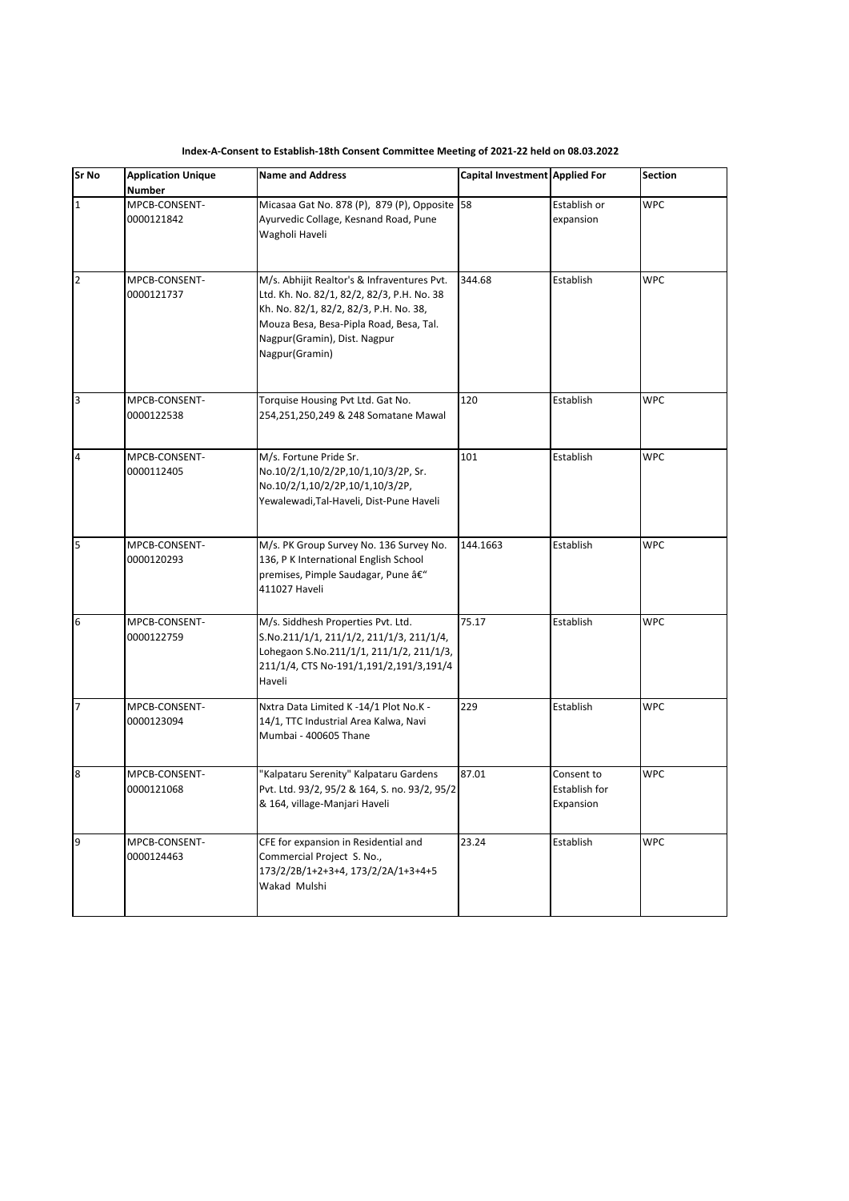**Index-A-Consent to Establish-18th Consent Committee Meeting of 2021-22 held on 08.03.2022**

| Sr No | Application Unique Number | Name and Address | Capital Investment | Applied For | Section |
|---|---|---|---|---|---|
| 1 | MPCB-CONSENT-0000121842 | Micasaa Gat No. 878 (P), 879 (P), Opposite Ayurvedic Collage, Kesnand Road, Pune Wagholi Haveli | 58 | Establish or expansion | WPC |
| 2 | MPCB-CONSENT-0000121737 | M/s. Abhijit Realtor's & Infraventures Pvt. Ltd. Kh. No. 82/1, 82/2, 82/3, P.H. No. 38 Kh. No. 82/1, 82/2, 82/3, P.H. No. 38, Mouza Besa, Besa-Pipla Road, Besa, Tal. Nagpur(Gramin), Dist. Nagpur Nagpur(Gramin) | 344.68 | Establish | WPC |
| 3 | MPCB-CONSENT-0000122538 | Torquise Housing Pvt Ltd. Gat No. 254,251,250,249 & 248 Somatane Mawal | 120 | Establish | WPC |
| 4 | MPCB-CONSENT-0000112405 | M/s. Fortune Pride Sr. No.10/2/1,10/2/2P,10/1,10/3/2P, Sr. No.10/2/1,10/2/2P,10/1,10/3/2P, Yewalewadi,Tal-Haveli, Dist-Pune Haveli | 101 | Establish | WPC |
| 5 | MPCB-CONSENT-0000120293 | M/s. PK Group Survey No. 136 Survey No. 136, P K International English School premises, Pimple Saudagar, Pune â€“ 411027 Haveli | 144.1663 | Establish | WPC |
| 6 | MPCB-CONSENT-0000122759 | M/s. Siddhesh Properties Pvt. Ltd. S.No.211/1/1, 211/1/2, 211/1/3, 211/1/4, Lohegaon S.No.211/1/1, 211/1/2, 211/1/3, 211/1/4, CTS No-191/1,191/2,191/3,191/4 Haveli | 75.17 | Establish | WPC |
| 7 | MPCB-CONSENT-0000123094 | Nxtra Data Limited K -14/1 Plot No.K - 14/1, TTC Industrial Area Kalwa, Navi Mumbai - 400605 Thane | 229 | Establish | WPC |
| 8 | MPCB-CONSENT-0000121068 | "Kalpataru Serenity" Kalpataru Gardens Pvt. Ltd. 93/2, 95/2 & 164, S. no. 93/2, 95/2 & 164, village-Manjari Haveli | 87.01 | Consent to Establish for Expansion | WPC |
| 9 | MPCB-CONSENT-0000124463 | CFE for expansion in Residential and Commercial Project S. No., 173/2/2B/1+2+3+4, 173/2/2A/1+3+4+5 Wakad Mulshi | 23.24 | Establish | WPC |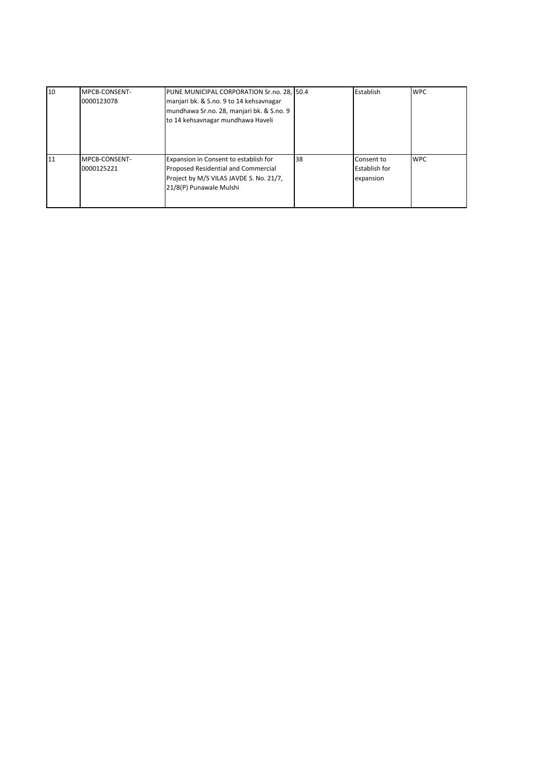| | | | | | |
|---|---|---|---|---|---|
| 10 | MPCB-CONSENT-0000123078 | PUNE MUNICIPAL CORPORATION Sr.no. 28, manjari bk. & S.no. 9 to 14 kehsavnagar mundhawa Sr.no. 28, manjari bk. & S.no. 9 to 14 kehsavnagar mundhawa Haveli | 50.4 | Establish | WPC |
| 11 | MPCB-CONSENT-0000125221 | Expansion in Consent to establish for Proposed Residential and Commercial Project by M/S VILAS JAVDE S. No. 21/7, 21/8(P) Punawale Mulshi | 38 | Consent to Establish for expansion | WPC |